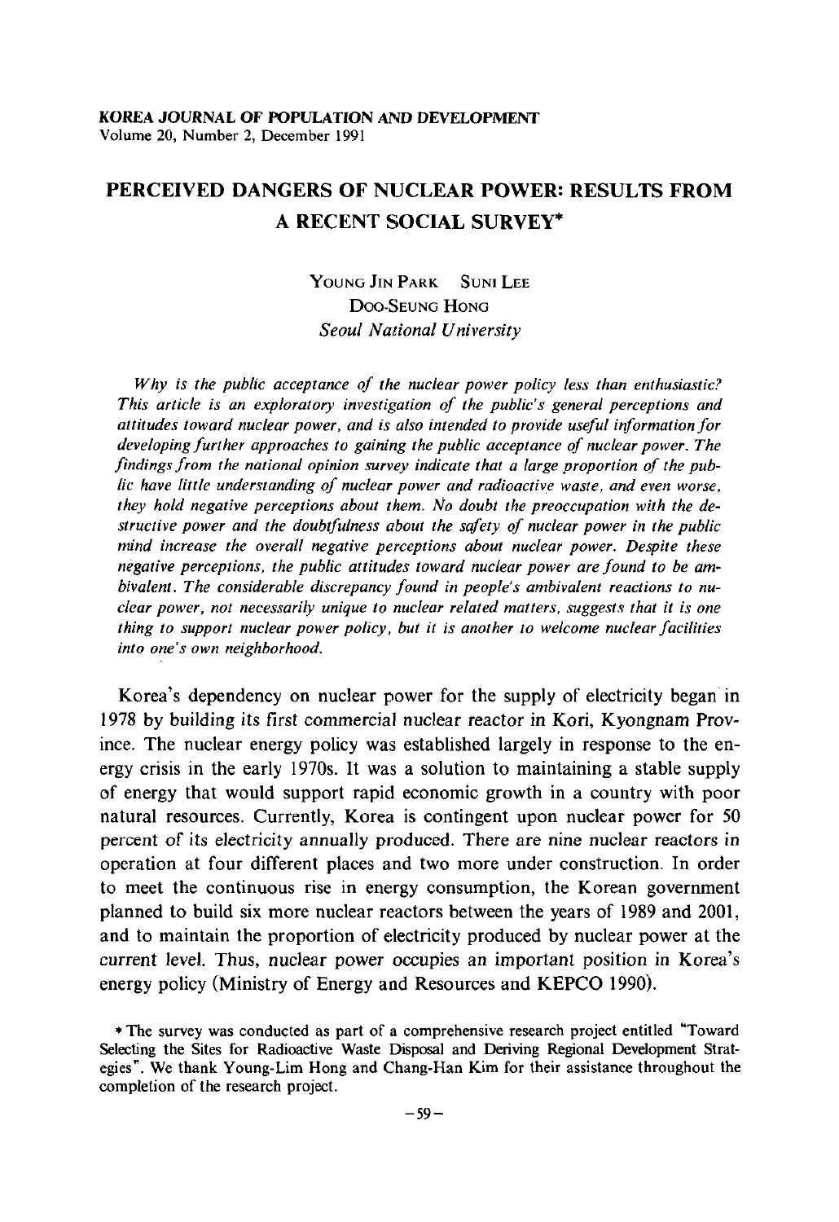KOREA JOURNAL OF POPULATION AND DEVELOPMENT
Volume 20, Number 2, December 1991

# PERCEIVED DANGERS OF NUCLEAR POWER: RESULTS FROM A RECENT SOCIAL SURVEY*

YOUNG JIN PARK SUNI LEE
DOO-SEUNG HONG
*Seoul National University*

*Why is the public acceptance of the nuclear power policy less than enthusiastic? This article is an exploratory investigation of the public's general perceptions and attitudes toward nuclear power, and is also intended to provide useful information for developing further approaches to gaining the public acceptance of nuclear power. The findings from the national opinion survey indicate that a large proportion of the public have little understanding of nuclear power and radioactive waste, and even worse, they hold negative perceptions about them. No doubt the preoccupation with the destructive power and the doubtfulness about the safety of nuclear power in the public mind increase the overall negative perceptions about nuclear power. Despite these negative perceptions, the public attitudes toward nuclear power are found to be ambivalent. The considerable discrepancy found in people's ambivalent reactions to nuclear power, not necessarily unique to nuclear related matters, suggests that it is one thing to support nuclear power policy, but it is another to welcome nuclear facilities into one's own neighborhood.*

Korea's dependency on nuclear power for the supply of electricity began in 1978 by building its first commercial nuclear reactor in Kori, Kyongnam Province. The nuclear energy policy was established largely in response to the energy crisis in the early 1970s. It was a solution to maintaining a stable supply of energy that would support rapid economic growth in a country with poor natural resources. Currently, Korea is contingent upon nuclear power for 50 percent of its electricity annually produced. There are nine nuclear reactors in operation at four different places and two more under construction. In order to meet the continuous rise in energy consumption, the Korean government planned to build six more nuclear reactors between the years of 1989 and 2001, and to maintain the proportion of electricity produced by nuclear power at the current level. Thus, nuclear power occupies an important position in Korea's energy policy (Ministry of Energy and Resources and KEPCO 1990).

* The survey was conducted as part of a comprehensive research project entitled "Toward Selecting the Sites for Radioactive Waste Disposal and Deriving Regional Development Strategies". We thank Young-Lim Hong and Chang-Han Kim for their assistance throughout the completion of the research project.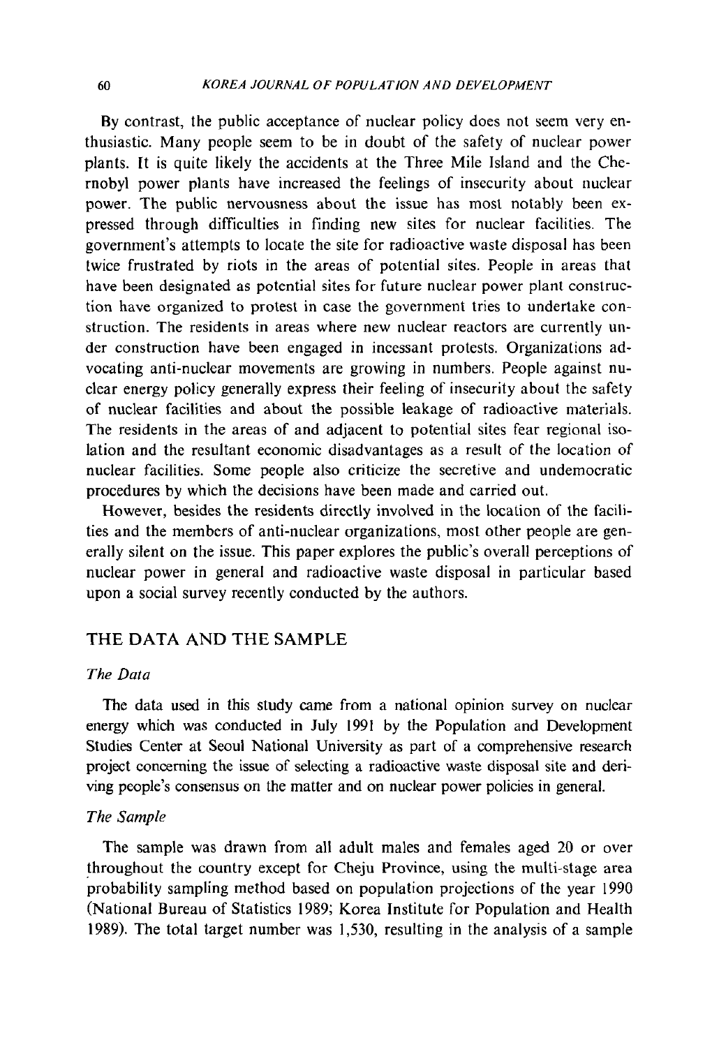By contrast, the public acceptance of nuclear policy does not seem very enthusiastic. Many people seem to be in doubt of the safety of nuclear power plants. It is quite likely the accidents at the Three Mile Island and the Chernobyl power plants have increased the feelings of insecurity about nuclear power. The public nervousness about the issue has most notably been expressed through difficulties in finding new sites for nuclear facilities. The government's attempts to locate the site for radioactive waste disposal has been twice frustrated by riots in the areas of potential sites. People in areas that have been designated as potential sites for future nuclear power plant construction have organized to protest in case the government tries to undertake construction. The residents in areas where new nuclear reactors are currently under construction have been engaged in incessant protests. Organizations advocating anti-nuclear movements are growing in numbers. People against nuclear energy policy generally express their feeling of insecurity about the safety of nuclear facilities and about the possible leakage of radioactive materials. The residents in the areas of and adjacent to potential sites fear regional isolation and the resultant economic disadvantages as a result of the location of nuclear facilities. Some people also criticize the secretive and undemocratic procedures by which the decisions have been made and carried out.

However, besides the residents directly involved in the location of the facilities and the members of anti-nuclear organizations, most other people are generally silent on the issue. This paper explores the public's overall perceptions of nuclear power in general and radioactive waste disposal in particular based upon a social survey recently conducted by the authors.

## THE DATA AND THE SAMPLE

### *The Data*

The data used in this study came from a national opinion survey on nuclear energy which was conducted in July 1991 by the Population and Development Studies Center at Seoul National University as part of a comprehensive research project concerning the issue of selecting a radioactive waste disposal site and deriving people's consensus on the matter and on nuclear power policies in general.

### *The Sample*

The sample was drawn from all adult males and females aged 20 or over throughout the country except for Cheju Province, using the multi-stage area probability sampling method based on population projections of the year 1990 (National Bureau of Statistics 1989; Korea Institute for Population and Health 1989). The total target number was 1,530, resulting in the analysis of a sample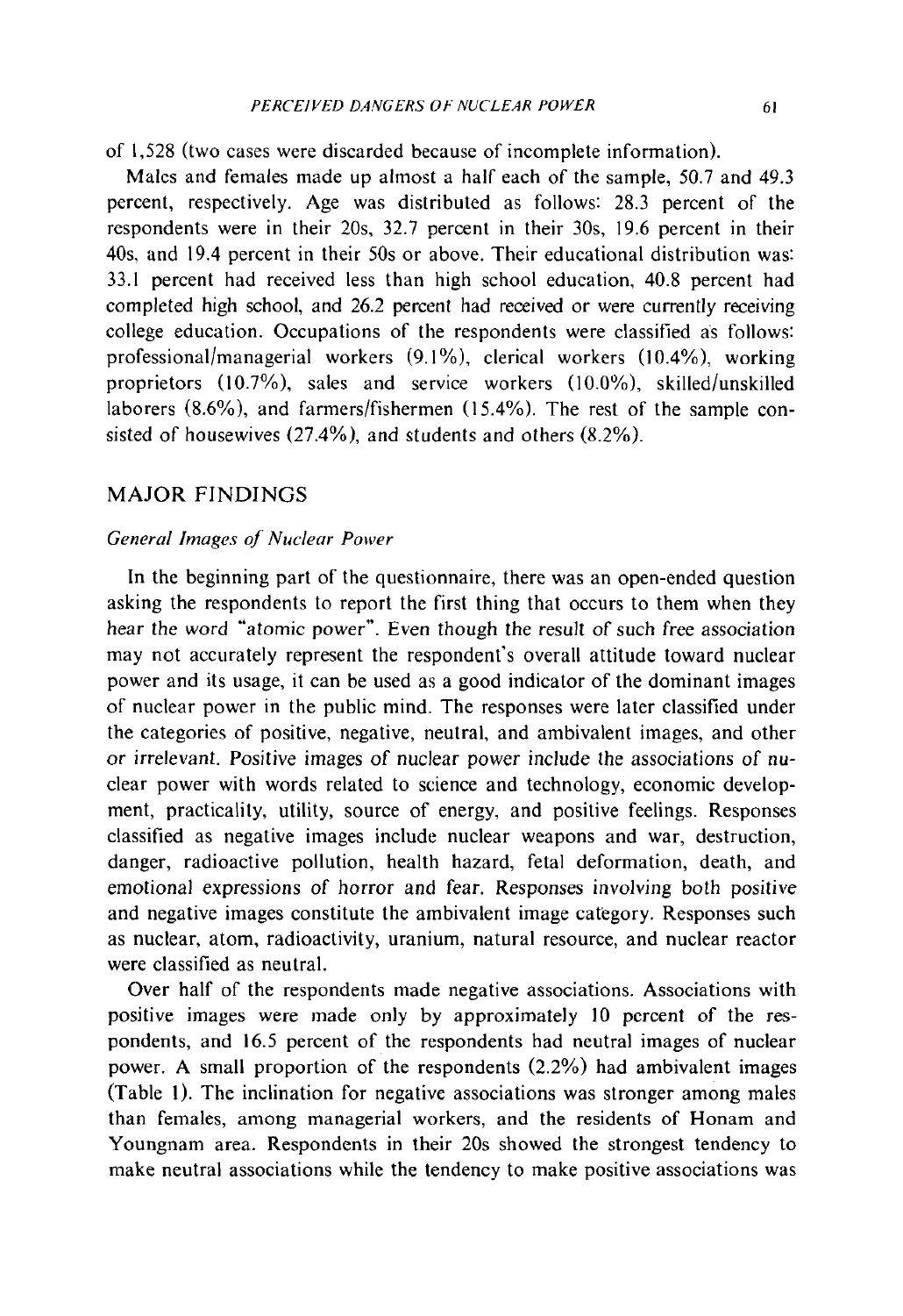of 1,528 (two cases were discarded because of incomplete information).

Males and females made up almost a half each of the sample, 50.7 and 49.3 percent, respectively. Age was distributed as follows: 28.3 percent of the respondents were in their 20s, 32.7 percent in their 30s, 19.6 percent in their 40s, and 19.4 percent in their 50s or above. Their educational distribution was: 33.1 percent had received less than high school education, 40.8 percent had completed high school, and 26.2 percent had received or were currently receiving college education. Occupations of the respondents were classified as follows: professional/managerial workers (9.1%), clerical workers (10.4%), working proprietors (10.7%), sales and service workers (10.0%), skilled/unskilled laborers (8.6%), and farmers/fishermen (15.4%). The rest of the sample consisted of housewives (27.4%), and students and others (8.2%).

## MAJOR FINDINGS

### *General Images of Nuclear Power*

In the beginning part of the questionnaire, there was an open-ended question asking the respondents to report the first thing that occurs to them when they hear the word "atomic power". Even though the result of such free association may not accurately represent the respondent's overall attitude toward nuclear power and its usage, it can be used as a good indicator of the dominant images of nuclear power in the public mind. The responses were later classified under the categories of positive, negative, neutral, and ambivalent images, and other or irrelevant. Positive images of nuclear power include the associations of nuclear power with words related to science and technology, economic development, practicality, utility, source of energy, and positive feelings. Responses classified as negative images include nuclear weapons and war, destruction, danger, radioactive pollution, health hazard, fetal deformation, death, and emotional expressions of horror and fear. Responses involving both positive and negative images constitute the ambivalent image category. Responses such as nuclear, atom, radioactivity, uranium, natural resource, and nuclear reactor were classified as neutral.

Over half of the respondents made negative associations. Associations with positive images were made only by approximately 10 percent of the respondents, and 16.5 percent of the respondents had neutral images of nuclear power. A small proportion of the respondents (2.2%) had ambivalent images (Table 1). The inclination for negative associations was stronger among males than females, among managerial workers, and the residents of Honam and Youngnam area. Respondents in their 20s showed the strongest tendency to make neutral associations while the tendency to make positive associations was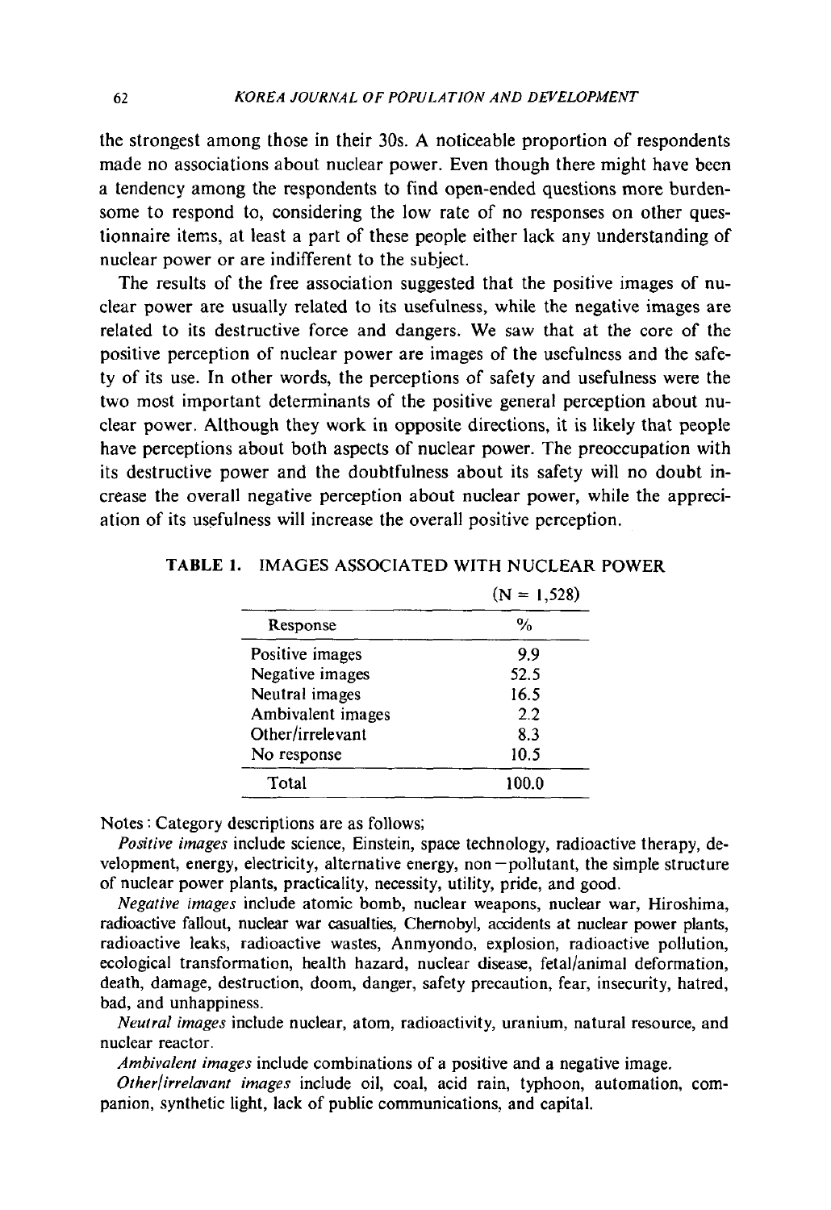the strongest among those in their 30s. A noticeable proportion of respondents made no associations about nuclear power. Even though there might have been a tendency among the respondents to find open-ended questions more burdensome to respond to, considering the low rate of no responses on other questionnaire items, at least a part of these people either lack any understanding of nuclear power or are indifferent to the subject.

The results of the free association suggested that the positive images of nuclear power are usually related to its usefulness, while the negative images are related to its destructive force and dangers. We saw that at the core of the positive perception of nuclear power are images of the usefulness and the safety of its use. In other words, the perceptions of safety and usefulness were the two most important determinants of the positive general perception about nuclear power. Although they work in opposite directions, it is likely that people have perceptions about both aspects of nuclear power. The preoccupation with its destructive power and the doubtfulness about its safety will no doubt increase the overall negative perception about nuclear power, while the appreciation of its usefulness will increase the overall positive perception.

**TABLE 1.** IMAGES ASSOCIATED WITH NUCLEAR POWER

(N = 1,528)

| Response | % |
|---|---|
| Positive images | 9.9 |
| Negative images | 52.5 |
| Neutral images | 16.5 |
| Ambivalent images | 2.2 |
| Other/irrelevant | 8.3 |
| No response | 10.5 |
| Total | 100.0 |

Notes : Category descriptions are as follows;

*Positive images* include science, Einstein, space technology, radioactive therapy, development, energy, electricity, alternative energy, non−pollutant, the simple structure of nuclear power plants, practicality, necessity, utility, pride, and good.

*Negative images* include atomic bomb, nuclear weapons, nuclear war, Hiroshima, radioactive fallout, nuclear war casualties, Chernobyl, accidents at nuclear power plants, radioactive leaks, radioactive wastes, Anmyondo, explosion, radioactive pollution, ecological transformation, health hazard, nuclear disease, fetal/animal deformation, death, damage, destruction, doom, danger, safety precaution, fear, insecurity, hatred, bad, and unhappiness.

*Neutral images* include nuclear, atom, radioactivity, uranium, natural resource, and nuclear reactor.

*Ambivalent images* include combinations of a positive and a negative image.

*Other/irrelavant images* include oil, coal, acid rain, typhoon, automation, companion, synthetic light, lack of public communications, and capital.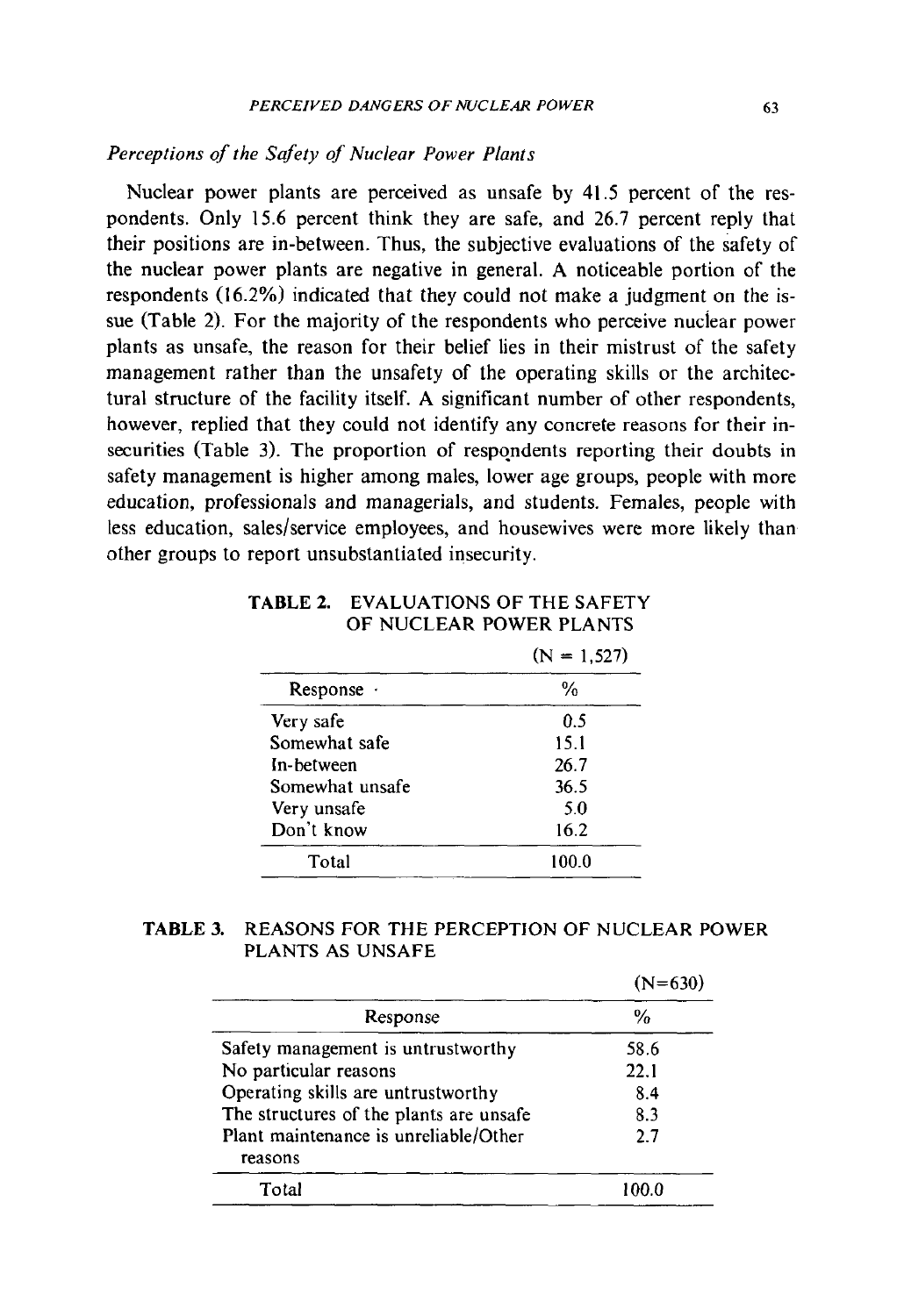### *Perceptions of the Safety of Nuclear Power Plants*

Nuclear power plants are perceived as unsafe by 41.5 percent of the respondents. Only 15.6 percent think they are safe, and 26.7 percent reply that their positions are in-between. Thus, the subjective evaluations of the safety of the nuclear power plants are negative in general. A noticeable portion of the respondents (16.2%) indicated that they could not make a judgment on the issue (Table 2). For the majority of the respondents who perceive nuclear power plants as unsafe, the reason for their belief lies in their mistrust of the safety management rather than the unsafety of the operating skills or the architectural structure of the facility itself. A significant number of other respondents, however, replied that they could not identify any concrete reasons for their insecurities (Table 3). The proportion of respondents reporting their doubts in safety management is higher among males, lower age groups, people with more education, professionals and managerials, and students. Females, people with less education, sales/service employees, and housewives were more likely than other groups to report unsubstantiated insecurity.

**TABLE 2.** EVALUATIONS OF THE SAFETY OF NUCLEAR POWER PLANTS

(N = 1,527)

| Response | % |
|---|---|
| Very safe | 0.5 |
| Somewhat safe | 15.1 |
| In-between | 26.7 |
| Somewhat unsafe | 36.5 |
| Very unsafe | 5.0 |
| Don't know | 16.2 |
| Total | 100.0 |

**TABLE 3.** REASONS FOR THE PERCEPTION OF NUCLEAR POWER PLANTS AS UNSAFE

(N=630)

| Response | % |
|---|---|
| Safety management is untrustworthy | 58.6 |
| No particular reasons | 22.1 |
| Operating skills are untrustworthy | 8.4 |
| The structures of the plants are unsafe | 8.3 |
| Plant maintenance is unreliable/Other reasons | 2.7 |
| Total | 100.0 |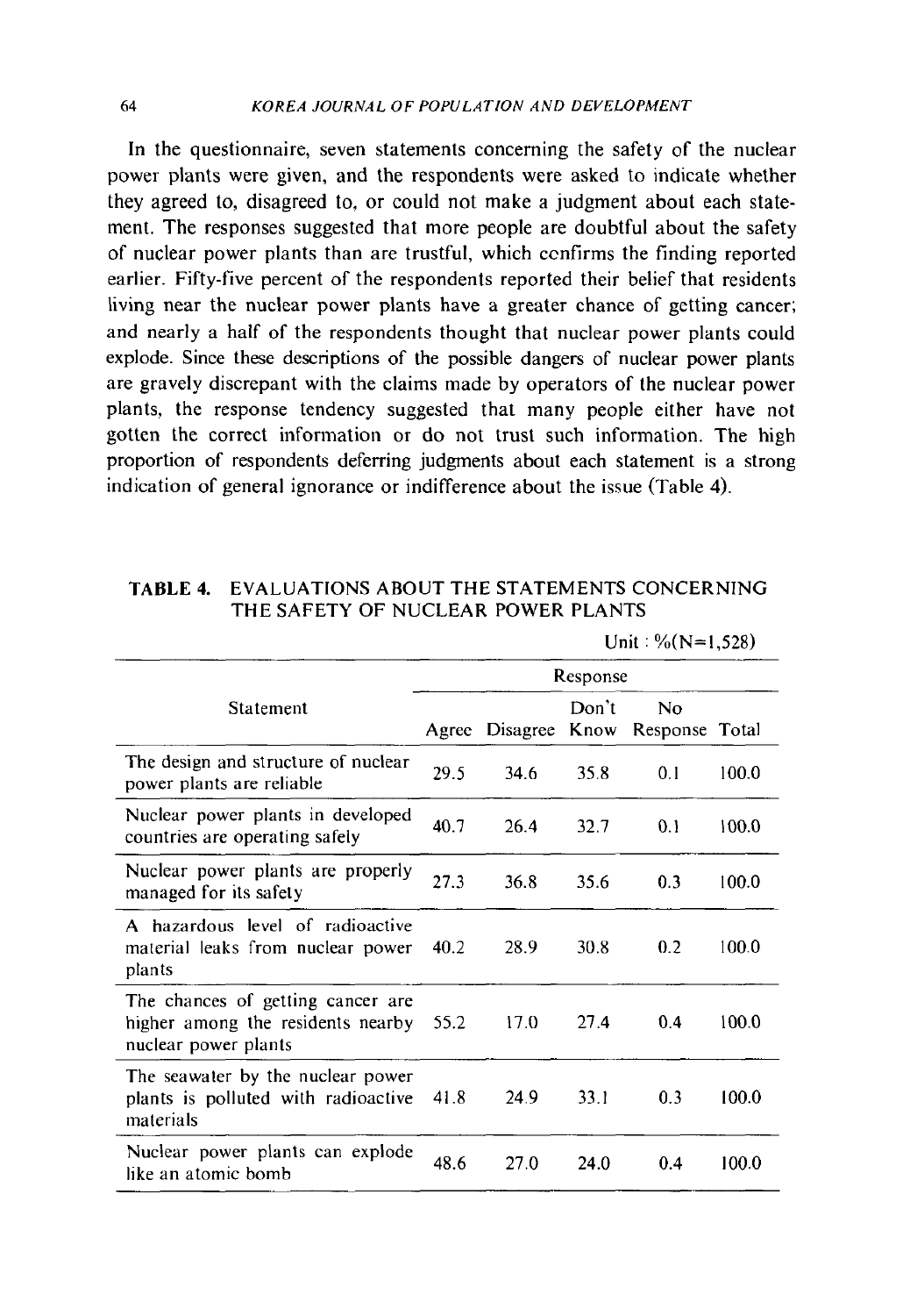In the questionnaire, seven statements concerning the safety of the nuclear power plants were given, and the respondents were asked to indicate whether they agreed to, disagreed to, or could not make a judgment about each statement. The responses suggested that more people are doubtful about the safety of nuclear power plants than are trustful, which confirms the finding reported earlier. Fifty-five percent of the respondents reported their belief that residents living near the nuclear power plants have a greater chance of getting cancer; and nearly a half of the respondents thought that nuclear power plants could explode. Since these descriptions of the possible dangers of nuclear power plants are gravely discrepant with the claims made by operators of the nuclear power plants, the response tendency suggested that many people either have not gotten the correct information or do not trust such information. The high proportion of respondents deferring judgments about each statement is a strong indication of general ignorance or indifference about the issue (Table 4).

**TABLE 4.** EVALUATIONS ABOUT THE STATEMENTS CONCERNING THE SAFETY OF NUCLEAR POWER PLANTS

Unit : %(N=1,528)

| Statement | Response | | | | |
|---|---|---|---|---|---|
| | Agree | Disagree | Don't Know | No Response | Total |
| The design and structure of nuclear power plants are reliable | 29.5 | 34.6 | 35.8 | 0.1 | 100.0 |
| Nuclear power plants in developed countries are operating safely | 40.7 | 26.4 | 32.7 | 0.1 | 100.0 |
| Nuclear power plants are properly managed for its safety | 27.3 | 36.8 | 35.6 | 0.3 | 100.0 |
| A hazardous level of radioactive material leaks from nuclear power plants | 40.2 | 28.9 | 30.8 | 0.2 | 100.0 |
| The chances of getting cancer are higher among the residents nearby nuclear power plants | 55.2 | 17.0 | 27.4 | 0.4 | 100.0 |
| The seawater by the nuclear power plants is polluted with radioactive materials | 41.8 | 24.9 | 33.1 | 0.3 | 100.0 |
| Nuclear power plants can explode like an atomic bomb | 48.6 | 27.0 | 24.0 | 0.4 | 100.0 |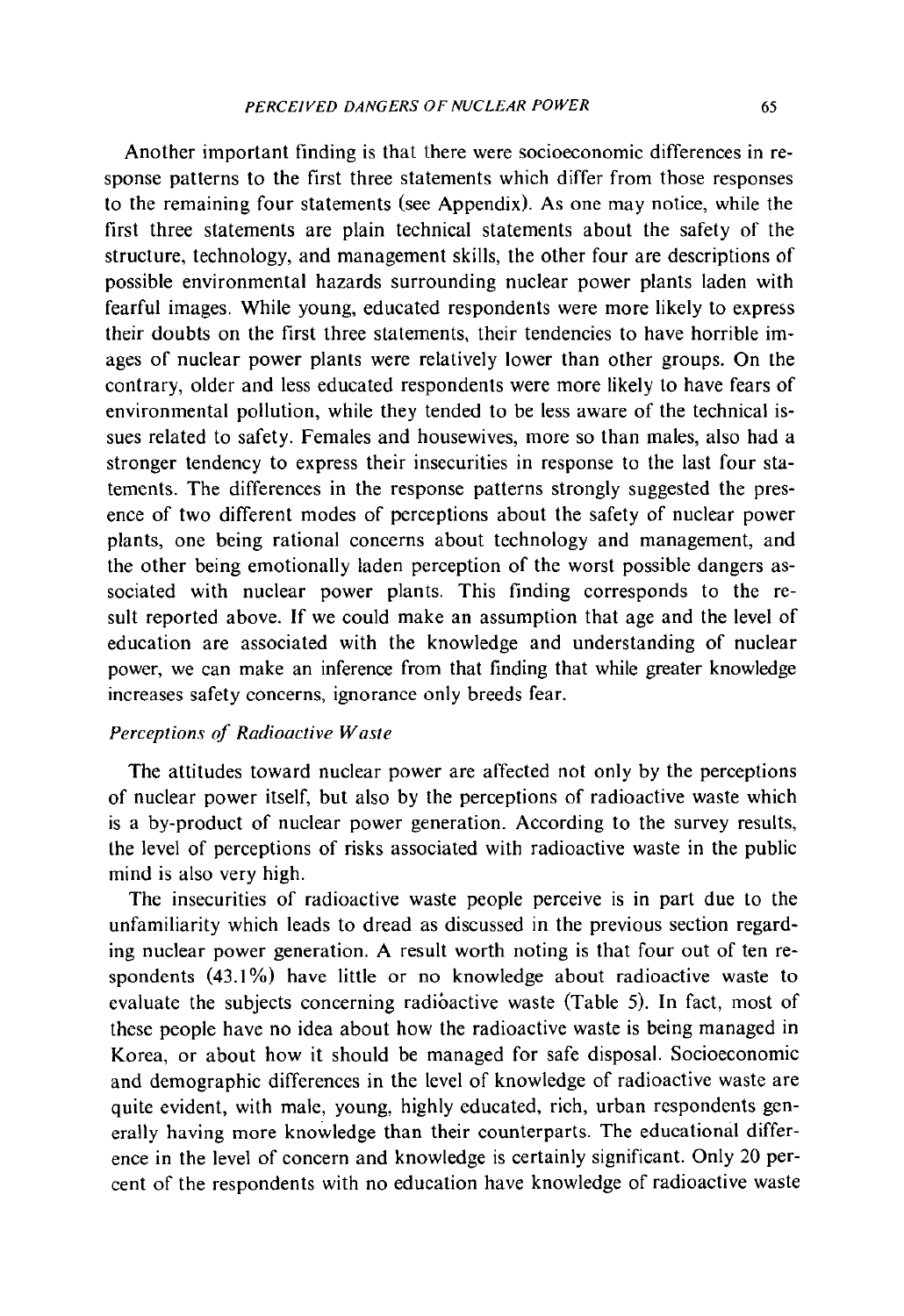Another important finding is that there were socioeconomic differences in response patterns to the first three statements which differ from those responses to the remaining four statements (see Appendix). As one may notice, while the first three statements are plain technical statements about the safety of the structure, technology, and management skills, the other four are descriptions of possible environmental hazards surrounding nuclear power plants laden with fearful images. While young, educated respondents were more likely to express their doubts on the first three statements, their tendencies to have horrible images of nuclear power plants were relatively lower than other groups. On the contrary, older and less educated respondents were more likely to have fears of environmental pollution, while they tended to be less aware of the technical issues related to safety. Females and housewives, more so than males, also had a stronger tendency to express their insecurities in response to the last four statements. The differences in the response patterns strongly suggested the presence of two different modes of perceptions about the safety of nuclear power plants, one being rational concerns about technology and management, and the other being emotionally laden perception of the worst possible dangers associated with nuclear power plants. This finding corresponds to the result reported above. If we could make an assumption that age and the level of education are associated with the knowledge and understanding of nuclear power, we can make an inference from that finding that while greater knowledge increases safety concerns, ignorance only breeds fear.

### *Perceptions of Radioactive Waste*

The attitudes toward nuclear power are affected not only by the perceptions of nuclear power itself, but also by the perceptions of radioactive waste which is a by-product of nuclear power generation. According to the survey results, the level of perceptions of risks associated with radioactive waste in the public mind is also very high.

The insecurities of radioactive waste people perceive is in part due to the unfamiliarity which leads to dread as discussed in the previous section regarding nuclear power generation. A result worth noting is that four out of ten respondents (43.1%) have little or no knowledge about radioactive waste to evaluate the subjects concerning radioactive waste (Table 5). In fact, most of these people have no idea about how the radioactive waste is being managed in Korea, or about how it should be managed for safe disposal. Socioeconomic and demographic differences in the level of knowledge of radioactive waste are quite evident, with male, young, highly educated, rich, urban respondents generally having more knowledge than their counterparts. The educational difference in the level of concern and knowledge is certainly significant. Only 20 percent of the respondents with no education have knowledge of radioactive waste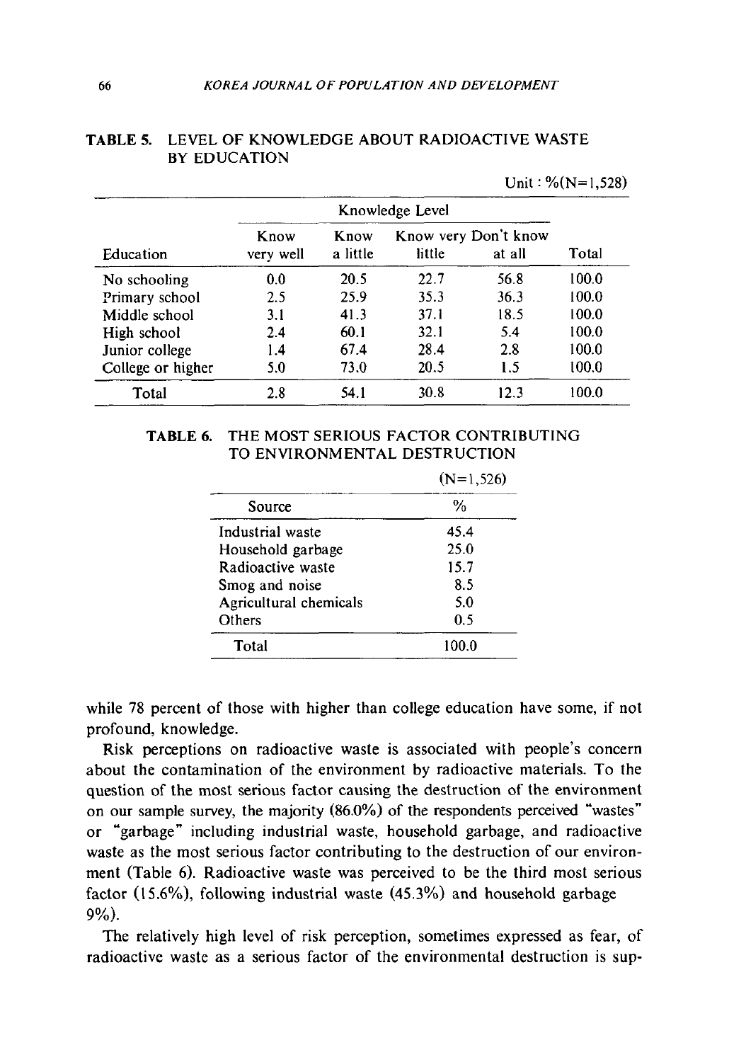**TABLE 5. LEVEL OF KNOWLEDGE ABOUT RADIOACTIVE WASTE BY EDUCATION**

Unit : %(N=1,528)

| Education | Knowledge Level | | | | Total |
|---|---|---|---|---|---|
| | Know very well | Know a little | Know very little | Don't know at all | |
| No schooling | 0.0 | 20.5 | 22.7 | 56.8 | 100.0 |
| Primary school | 2.5 | 25.9 | 35.3 | 36.3 | 100.0 |
| Middle school | 3.1 | 41.3 | 37.1 | 18.5 | 100.0 |
| High school | 2.4 | 60.1 | 32.1 | 5.4 | 100.0 |
| Junior college | 1.4 | 67.4 | 28.4 | 2.8 | 100.0 |
| College or higher | 5.0 | 73.0 | 20.5 | 1.5 | 100.0 |
| Total | 2.8 | 54.1 | 30.8 | 12.3 | 100.0 |

**TABLE 6. THE MOST SERIOUS FACTOR CONTRIBUTING TO ENVIRONMENTAL DESTRUCTION**

(N=1,526)

| Source | % |
|---|---|
| Industrial waste | 45.4 |
| Household garbage | 25.0 |
| Radioactive waste | 15.7 |
| Smog and noise | 8.5 |
| Agricultural chemicals | 5.0 |
| Others | 0.5 |
| Total | 100.0 |

while 78 percent of those with higher than college education have some, if not profound, knowledge.

Risk perceptions on radioactive waste is associated with people's concern about the contamination of the environment by radioactive materials. To the question of the most serious factor causing the destruction of the environment on our sample survey, the majority (86.0%) of the respondents perceived "wastes" or "garbage" including industrial waste, household garbage, and radioactive waste as the most serious factor contributing to the destruction of our environment (Table 6). Radioactive waste was perceived to be the third most serious factor (15.6%), following industrial waste (45.3%) and household garbage 9%).

The relatively high level of risk perception, sometimes expressed as fear, of radioactive waste as a serious factor of the environmental destruction is sup-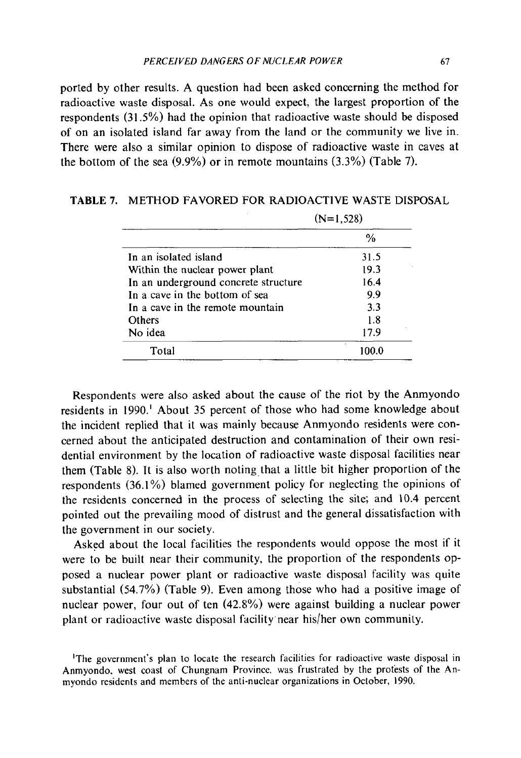ported by other results. A question had been asked concerning the method for radioactive waste disposal. As one would expect, the largest proportion of the respondents (31.5%) had the opinion that radioactive waste should be disposed of on an isolated island far away from the land or the community we live in. There were also a similar opinion to dispose of radioactive waste in caves at the bottom of the sea (9.9%) or in remote mountains (3.3%) (Table 7).

**TABLE 7.** METHOD FAVORED FOR RADIOACTIVE WASTE DISPOSAL

| (N=1,528) | % |
|---|---|
| In an isolated island | 31.5 |
| Within the nuclear power plant | 19.3 |
| In an underground concrete structure | 16.4 |
| In a cave in the bottom of sea | 9.9 |
| In a cave in the remote mountain | 3.3 |
| Others | 1.8 |
| No idea | 17.9 |
| Total | 100.0 |

Respondents were also asked about the cause of the riot by the Anmyondo residents in 1990.[1] About 35 percent of those who had some knowledge about the incident replied that it was mainly because Anmyondo residents were concerned about the anticipated destruction and contamination of their own residential environment by the location of radioactive waste disposal facilities near them (Table 8). It is also worth noting that a little bit higher proportion of the respondents (36.1%) blamed government policy for neglecting the opinions of the residents concerned in the process of selecting the site; and 10.4 percent pointed out the prevailing mood of distrust and the general dissatisfaction with the government in our society.

Asked about the local facilities the respondents would oppose the most if it were to be built near their community, the proportion of the respondents opposed a nuclear power plant or radioactive waste disposal facility was quite substantial (54.7%) (Table 9). Even among those who had a positive image of nuclear power, four out of ten (42.8%) were against building a nuclear power plant or radioactive waste disposal facility near his/her own community.

[1]The government's plan to locate the research facilities for radioactive waste disposal in Anmyondo, west coast of Chungnam Province, was frustrated by the protests of the Anmyondo residents and members of the anti-nuclear organizations in October, 1990.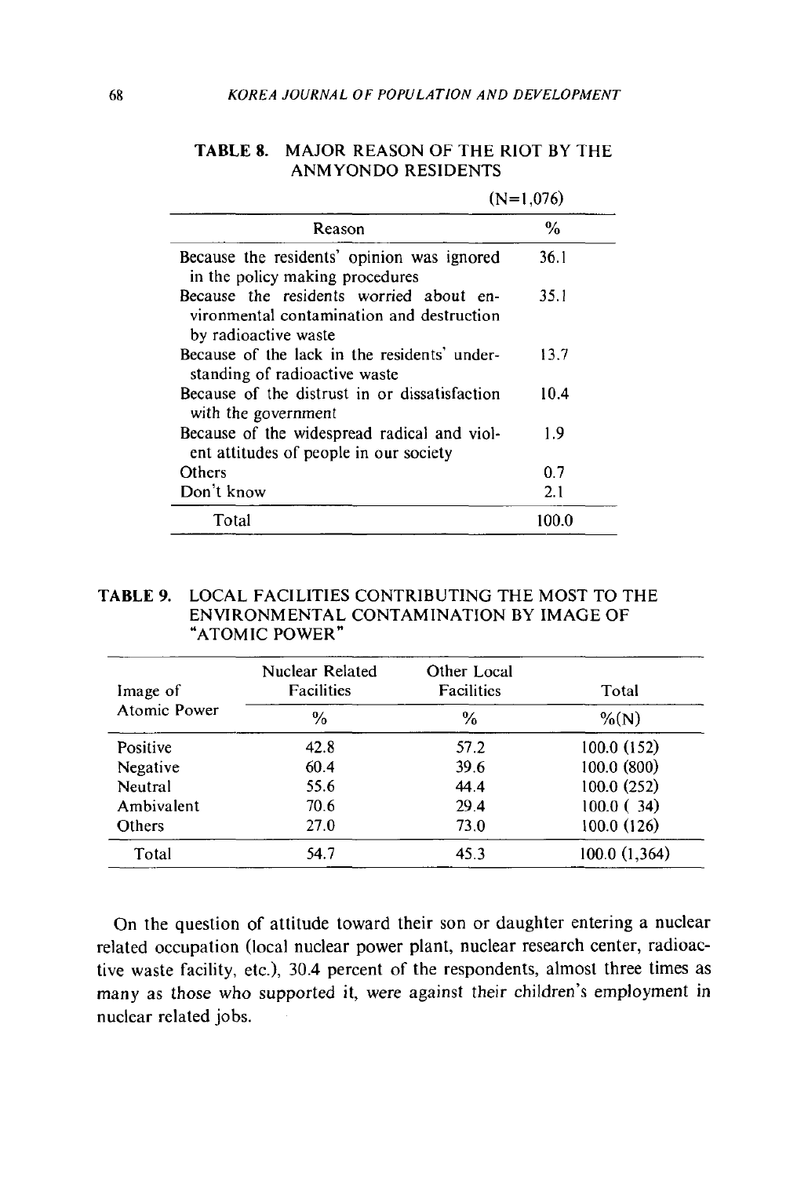**TABLE 8. MAJOR REASON OF THE RIOT BY THE ANMYONDO RESIDENTS**

(N=1,076)

| Reason | % |
|---|---|
| Because the residents' opinion was ignored in the policy making procedures | 36.1 |
| Because the residents worried about environmental contamination and destruction by radioactive waste | 35.1 |
| Because of the lack in the residents' understanding of radioactive waste | 13.7 |
| Because of the distrust in or dissatisfaction with the government | 10.4 |
| Because of the widespread radical and violent attitudes of people in our society | 1.9 |
| Others | 0.7 |
| Don't know | 2.1 |
| Total | 100.0 |

**TABLE 9. LOCAL FACILITIES CONTRIBUTING THE MOST TO THE ENVIRONMENTAL CONTAMINATION BY IMAGE OF "ATOMIC POWER"**

| Image of Atomic Power | Nuclear Related Facilities | Other Local Facilities | Total |
|---|---|---|---|
| | % | % | %(N) |
| Positive | 42.8 | 57.2 | 100.0 (152) |
| Negative | 60.4 | 39.6 | 100.0 (800) |
| Neutral | 55.6 | 44.4 | 100.0 (252) |
| Ambivalent | 70.6 | 29.4 | 100.0 ( 34) |
| Others | 27.0 | 73.0 | 100.0 (126) |
| Total | 54.7 | 45.3 | 100.0 (1,364) |

On the question of attitude toward their son or daughter entering a nuclear related occupation (local nuclear power plant, nuclear research center, radioactive waste facility, etc.), 30.4 percent of the respondents, almost three times as many as those who supported it, were against their children's employment in nuclear related jobs.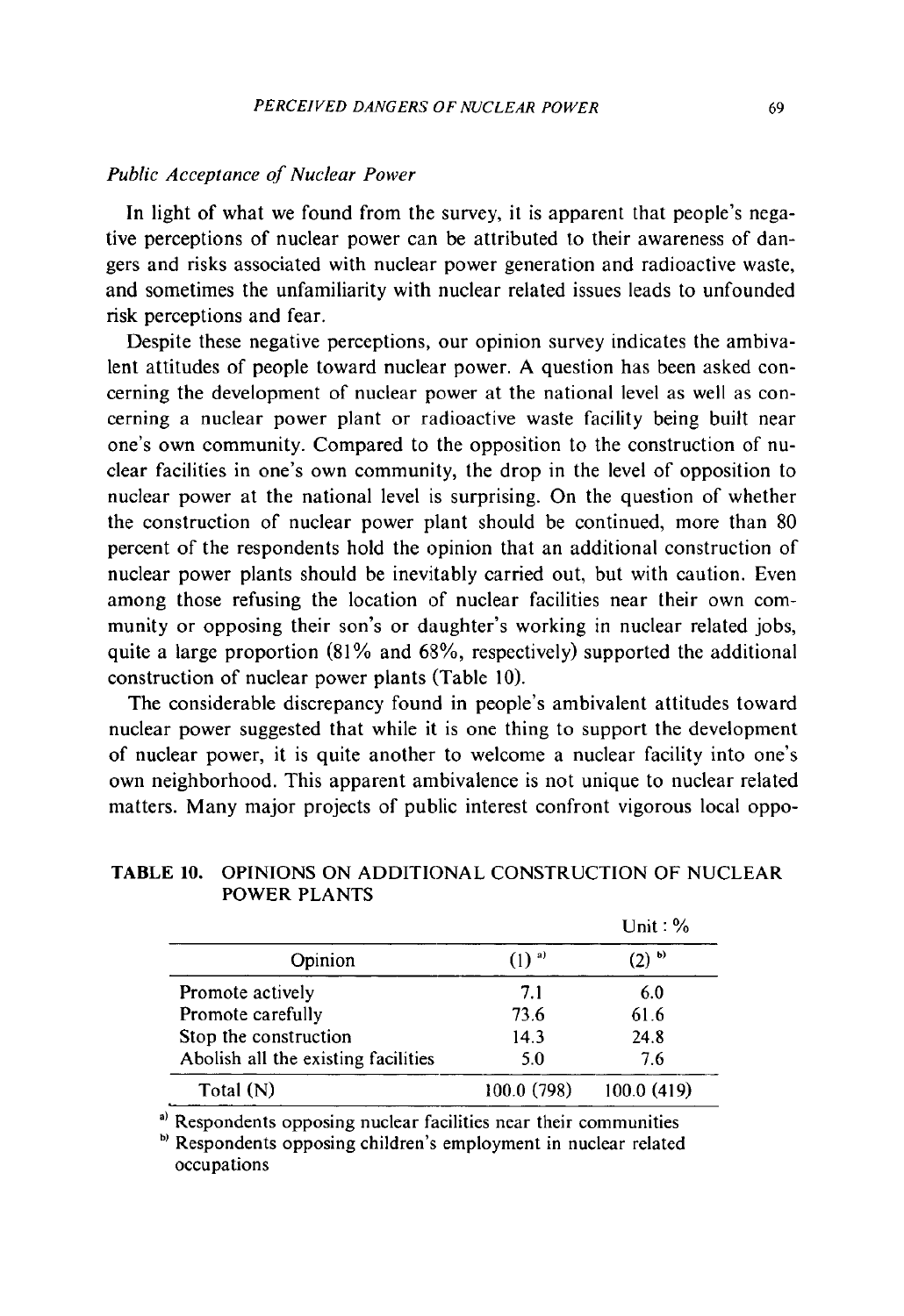### *Public Acceptance of Nuclear Power*

In light of what we found from the survey, it is apparent that people's negative perceptions of nuclear power can be attributed to their awareness of dangers and risks associated with nuclear power generation and radioactive waste, and sometimes the unfamiliarity with nuclear related issues leads to unfounded risk perceptions and fear.

Despite these negative perceptions, our opinion survey indicates the ambivalent attitudes of people toward nuclear power. A question has been asked concerning the development of nuclear power at the national level as well as concerning a nuclear power plant or radioactive waste facility being built near one's own community. Compared to the opposition to the construction of nuclear facilities in one's own community, the drop in the level of opposition to nuclear power at the national level is surprising. On the question of whether the construction of nuclear power plant should be continued, more than 80 percent of the respondents hold the opinion that an additional construction of nuclear power plants should be inevitably carried out, but with caution. Even among those refusing the location of nuclear facilities near their own community or opposing their son's or daughter's working in nuclear related jobs, quite a large proportion (81% and 68%, respectively) supported the additional construction of nuclear power plants (Table 10).

The considerable discrepancy found in people's ambivalent attitudes toward nuclear power suggested that while it is one thing to support the development of nuclear power, it is quite another to welcome a nuclear facility into one's own neighborhood. This apparent ambivalence is not unique to nuclear related matters. Many major projects of public interest confront vigorous local oppo-

**TABLE 10. OPINIONS ON ADDITIONAL CONSTRUCTION OF NUCLEAR POWER PLANTS**

Unit : %

| Opinion | (1) [a] | (2) [b] |
|---|---|---|
| Promote actively | 7.1 | 6.0 |
| Promote carefully | 73.6 | 61.6 |
| Stop the construction | 14.3 | 24.8 |
| Abolish all the existing facilities | 5.0 | 7.6 |
| Total (N) | 100.0 (798) | 100.0 (419) |

[a] Respondents opposing nuclear facilities near their communities

[b] Respondents opposing children's employment in nuclear related occupations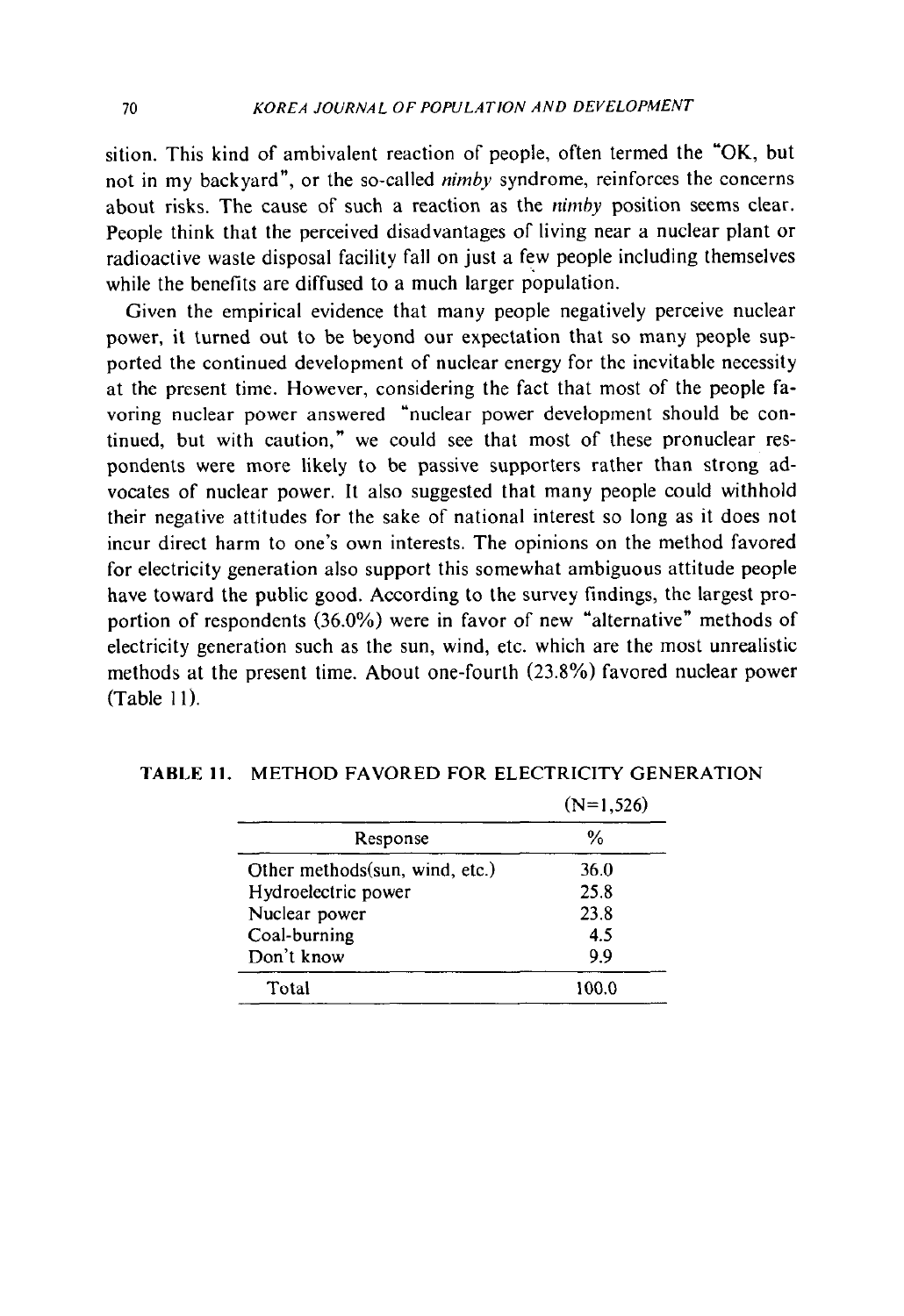sition. This kind of ambivalent reaction of people, often termed the "OK, but not in my backyard", or the so-called *nimby* syndrome, reinforces the concerns about risks. The cause of such a reaction as the *nimby* position seems clear. People think that the perceived disadvantages of living near a nuclear plant or radioactive waste disposal facility fall on just a few people including themselves while the benefits are diffused to a much larger population.

Given the empirical evidence that many people negatively perceive nuclear power, it turned out to be beyond our expectation that so many people supported the continued development of nuclear energy for the inevitable necessity at the present time. However, considering the fact that most of the people favoring nuclear power answered "nuclear power development should be continued, but with caution," we could see that most of these pronuclear respondents were more likely to be passive supporters rather than strong advocates of nuclear power. It also suggested that many people could withhold their negative attitudes for the sake of national interest so long as it does not incur direct harm to one's own interests. The opinions on the method favored for electricity generation also support this somewhat ambiguous attitude people have toward the public good. According to the survey findings, the largest proportion of respondents (36.0%) were in favor of new "alternative" methods of electricity generation such as the sun, wind, etc. which are the most unrealistic methods at the present time. About one-fourth (23.8%) favored nuclear power (Table 11).

**TABLE 11.** METHOD FAVORED FOR ELECTRICITY GENERATION

(N=1,526)

| Response | % |
|---|---|
| Other methods(sun, wind, etc.) | 36.0 |
| Hydroelectric power | 25.8 |
| Nuclear power | 23.8 |
| Coal-burning | 4.5 |
| Don't know | 9.9 |
| Total | 100.0 |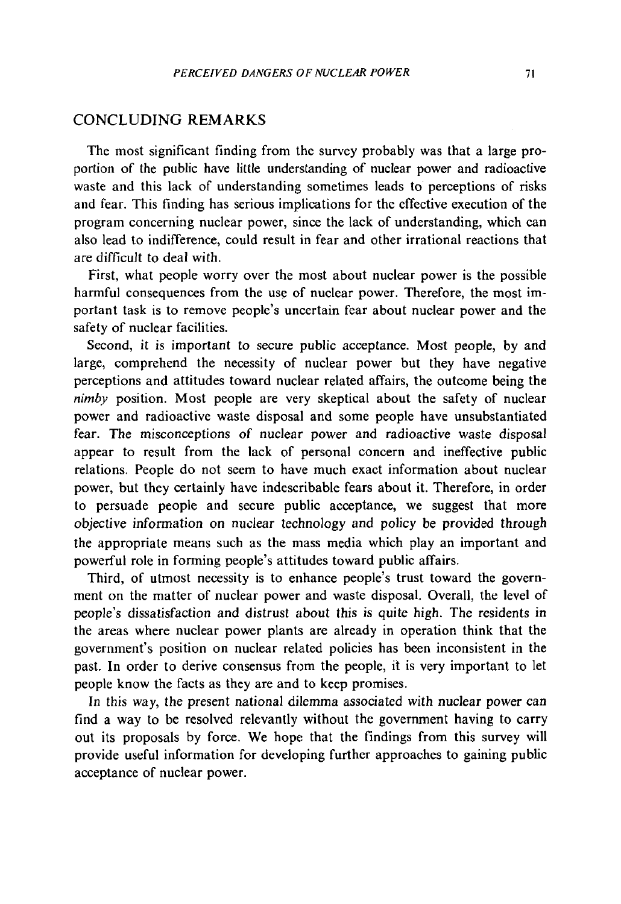## CONCLUDING REMARKS

The most significant finding from the survey probably was that a large proportion of the public have little understanding of nuclear power and radioactive waste and this lack of understanding sometimes leads to perceptions of risks and fear. This finding has serious implications for the effective execution of the program concerning nuclear power, since the lack of understanding, which can also lead to indifference, could result in fear and other irrational reactions that are difficult to deal with.

First, what people worry over the most about nuclear power is the possible harmful consequences from the use of nuclear power. Therefore, the most important task is to remove people's uncertain fear about nuclear power and the safety of nuclear facilities.

Second, it is important to secure public acceptance. Most people, by and large, comprehend the necessity of nuclear power but they have negative perceptions and attitudes toward nuclear related affairs, the outcome being the *nimby* position. Most people are very skeptical about the safety of nuclear power and radioactive waste disposal and some people have unsubstantiated fear. The misconceptions of nuclear power and radioactive waste disposal appear to result from the lack of personal concern and ineffective public relations. People do not seem to have much exact information about nuclear power, but they certainly have indescribable fears about it. Therefore, in order to persuade people and secure public acceptance, we suggest that more objective information on nuclear technology and policy be provided through the appropriate means such as the mass media which play an important and powerful role in forming people's attitudes toward public affairs.

Third, of utmost necessity is to enhance people's trust toward the government on the matter of nuclear power and waste disposal. Overall, the level of people's dissatisfaction and distrust about this is quite high. The residents in the areas where nuclear power plants are already in operation think that the government's position on nuclear related policies has been inconsistent in the past. In order to derive consensus from the people, it is very important to let people know the facts as they are and to keep promises.

In this way, the present national dilemma associated with nuclear power can find a way to be resolved relevantly without the government having to carry out its proposals by force. We hope that the findings from this survey will provide useful information for developing further approaches to gaining public acceptance of nuclear power.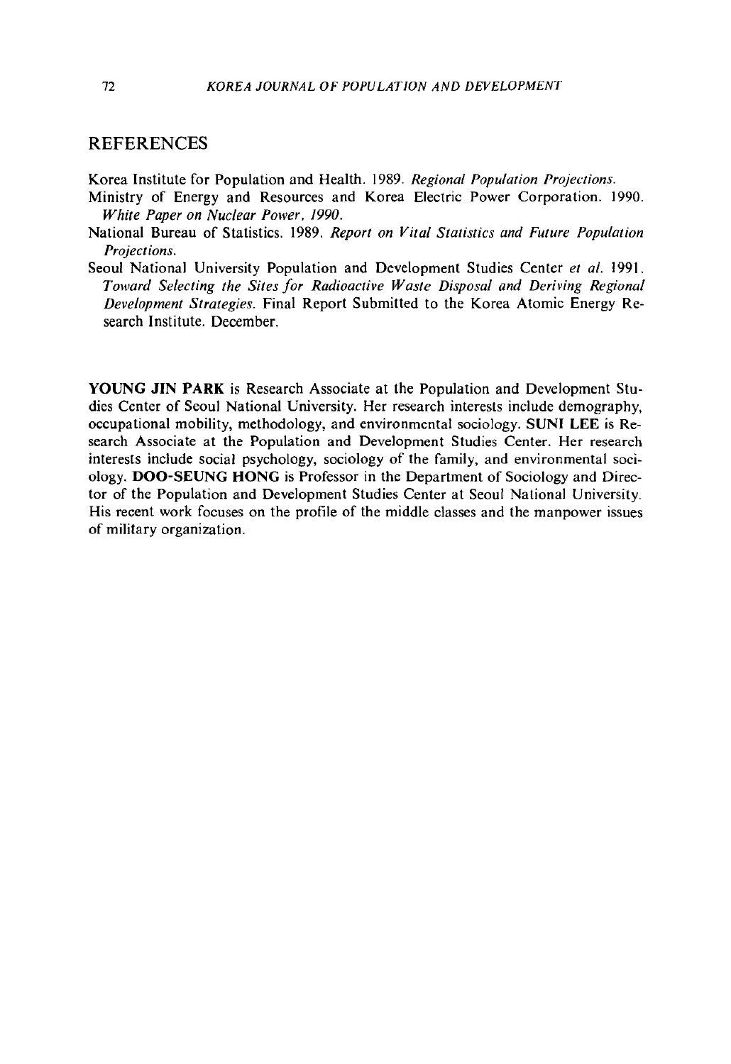## REFERENCES

Korea Institute for Population and Health. 1989. *Regional Population Projections.*

Ministry of Energy and Resources and Korea Electric Power Corporation. 1990. *White Paper on Nuclear Power, 1990.*

National Bureau of Statistics. 1989. *Report on Vital Statistics and Future Population Projections.*

Seoul National University Population and Development Studies Center *et al.* 1991. *Toward Selecting the Sites for Radioactive Waste Disposal and Deriving Regional Development Strategies.* Final Report Submitted to the Korea Atomic Energy Research Institute. December.

**YOUNG JIN PARK** is Research Associate at the Population and Development Studies Center of Seoul National University. Her research interests include demography, occupational mobility, methodology, and environmental sociology. **SUNI LEE** is Research Associate at the Population and Development Studies Center. Her research interests include social psychology, sociology of the family, and environmental sociology. **DOO-SEUNG HONG** is Professor in the Department of Sociology and Director of the Population and Development Studies Center at Seoul National University. His recent work focuses on the profile of the middle classes and the manpower issues of military organization.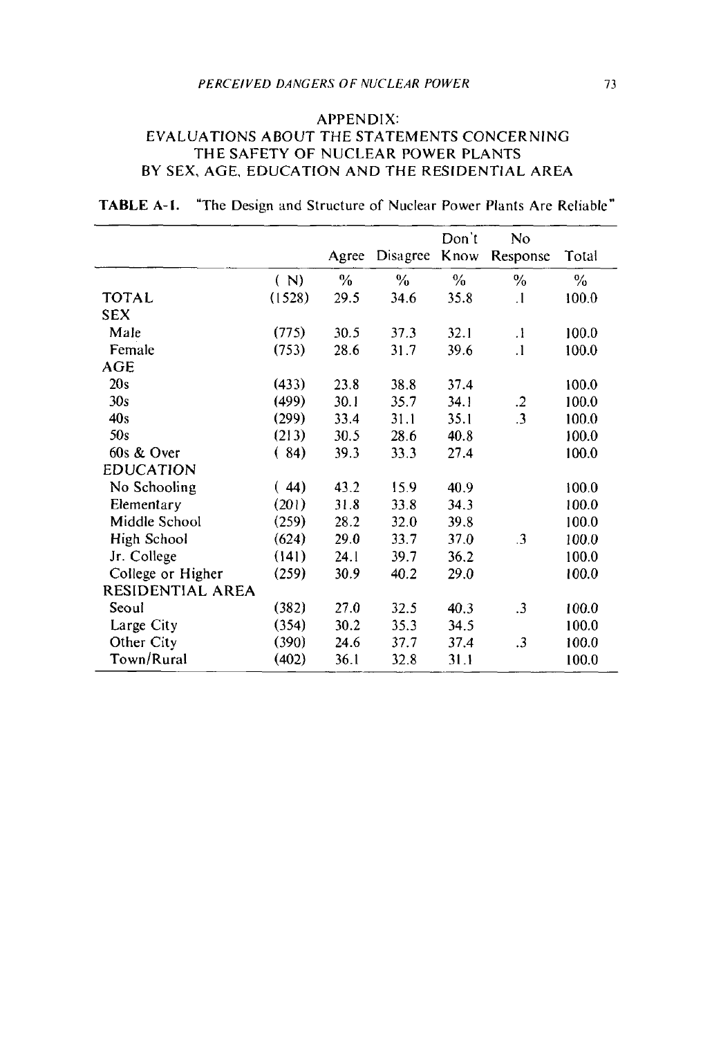## APPENDIX:
## EVALUATIONS ABOUT THE STATEMENTS CONCERNING THE SAFETY OF NUCLEAR POWER PLANTS BY SEX, AGE, EDUCATION AND THE RESIDENTIAL AREA

**TABLE A-1.** "The Design and Structure of Nuclear Power Plants Are Reliable"

| | | Agree | Disagree | Don't Know | No Response | Total |
|---|---|---|---|---|---|---|
| | ( N) | % | % | % | % | % |
| TOTAL | (1528) | 29.5 | 34.6 | 35.8 | .1 | 100.0 |
| SEX | | | | | | |
| Male | (775) | 30.5 | 37.3 | 32.1 | .1 | 100.0 |
| Female | (753) | 28.6 | 31.7 | 39.6 | .1 | 100.0 |
| AGE | | | | | | |
| 20s | (433) | 23.8 | 38.8 | 37.4 | | 100.0 |
| 30s | (499) | 30.1 | 35.7 | 34.1 | .2 | 100.0 |
| 40s | (299) | 33.4 | 31.1 | 35.1 | .3 | 100.0 |
| 50s | (213) | 30.5 | 28.6 | 40.8 | | 100.0 |
| 60s & Over | ( 84) | 39.3 | 33.3 | 27.4 | | 100.0 |
| EDUCATION | | | | | | |
| No Schooling | ( 44) | 43.2 | 15.9 | 40.9 | | 100.0 |
| Elementary | (201) | 31.8 | 33.8 | 34.3 | | 100.0 |
| Middle School | (259) | 28.2 | 32.0 | 39.8 | | 100.0 |
| High School | (624) | 29.0 | 33.7 | 37.0 | .3 | 100.0 |
| Jr. College | (141) | 24.1 | 39.7 | 36.2 | | 100.0 |
| College or Higher | (259) | 30.9 | 40.2 | 29.0 | | 100.0 |
| RESIDENTIAL AREA | | | | | | |
| Seoul | (382) | 27.0 | 32.5 | 40.3 | .3 | 100.0 |
| Large City | (354) | 30.2 | 35.3 | 34.5 | | 100.0 |
| Other City | (390) | 24.6 | 37.7 | 37.4 | .3 | 100.0 |
| Town/Rural | (402) | 36.1 | 32.8 | 31.1 | | 100.0 |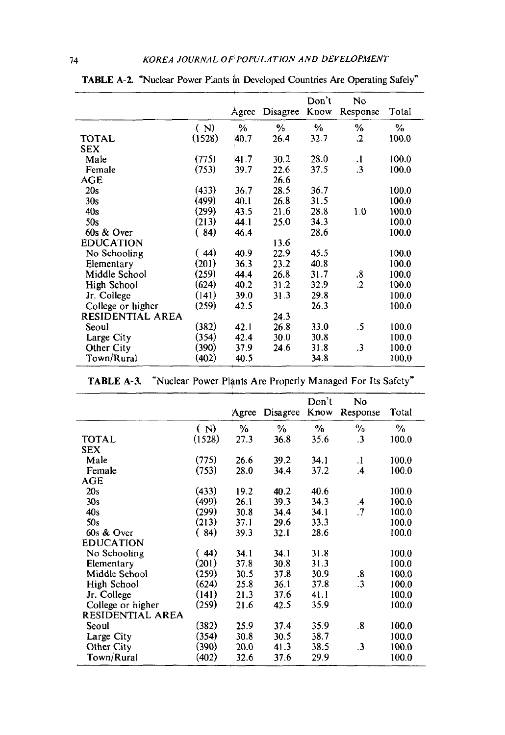**TABLE A-2.** "Nuclear Power Plants in Developed Countries Are Operating Safely"

| | | Agree | Disagree | Don't Know | No Response | Total |
|---|---|---|---|---|---|---|
| | ( N) | % | % | % | % | % |
| TOTAL | (1528) | 40.7 | 26.4 | 32.7 | .2 | 100.0 |
| SEX | | | | | | |
| Male | (775) | 41.7 | 30.2 | 28.0 | .1 | 100.0 |
| Female | (753) | 39.7 | 22.6 | 37.5 | .3 | 100.0 |
| AGE | | | 26.6 | | | |
| 20s | (433) | 36.7 | 28.5 | 36.7 | | 100.0 |
| 30s | (499) | 40.1 | 26.8 | 31.5 | | 100.0 |
| 40s | (299) | 43.5 | 21.6 | 28.8 | 1.0 | 100.0 |
| 50s | (213) | 44.1 | 25.0 | 34.3 | | 100.0 |
| 60s & Over | ( 84) | 46.4 | | 28.6 | | 100.0 |
| EDUCATION | | | 13.6 | | | |
| No Schooling | ( 44) | 40.9 | 22.9 | 45.5 | | 100.0 |
| Elementary | (201) | 36.3 | 23.2 | 40.8 | | 100.0 |
| Middle School | (259) | 44.4 | 26.8 | 31.7 | .8 | 100.0 |
| High School | (624) | 40.2 | 31.2 | 32.9 | .2 | 100.0 |
| Jr. College | (141) | 39.0 | 31.3 | 29.8 | | 100.0 |
| College or higher | (259) | 42.5 | | 26.3 | | 100.0 |
| RESIDENTIAL AREA | | | 24.3 | | | |
| Seoul | (382) | 42.1 | 26.8 | 33.0 | .5 | 100.0 |
| Large City | (354) | 42.4 | 30.0 | 30.8 | | 100.0 |
| Other City | (390) | 37.9 | 24.6 | 31.8 | .3 | 100.0 |
| Town/Rural | (402) | 40.5 | | 34.8 | | 100.0 |

**TABLE A-3.** "Nuclear Power Plants Are Properly Managed For Its Safety"

| | | Agree | Disagree | Don't Know | No Response | Total |
|---|---|---|---|---|---|---|
| | ( N) | % | % | % | % | % |
| TOTAL | (1528) | 27.3 | 36.8 | 35.6 | .3 | 100.0 |
| SEX | | | | | | |
| Male | (775) | 26.6 | 39.2 | 34.1 | .1 | 100.0 |
| Female | (753) | 28.0 | 34.4 | 37.2 | .4 | 100.0 |
| AGE | | | | | | |
| 20s | (433) | 19.2 | 40.2 | 40.6 | | 100.0 |
| 30s | (499) | 26.1 | 39.3 | 34.3 | .4 | 100.0 |
| 40s | (299) | 30.8 | 34.4 | 34.1 | .7 | 100.0 |
| 50s | (213) | 37.1 | 29.6 | 33.3 | | 100.0 |
| 60s & Over | ( 84) | 39.3 | 32.1 | 28.6 | | 100.0 |
| EDUCATION | | | | | | |
| No Schooling | ( 44) | 34.1 | 34.1 | 31.8 | | 100.0 |
| Elementary | (201) | 37.8 | 30.8 | 31.3 | | 100.0 |
| Middle School | (259) | 30.5 | 37.8 | 30.9 | .8 | 100.0 |
| High School | (624) | 25.8 | 36.1 | 37.8 | .3 | 100.0 |
| Jr. College | (141) | 21.3 | 37.6 | 41.1 | | 100.0 |
| College or higher | (259) | 21.6 | 42.5 | 35.9 | | 100.0 |
| RESIDENTIAL AREA | | | | | | |
| Seoul | (382) | 25.9 | 37.4 | 35.9 | .8 | 100.0 |
| Large City | (354) | 30.8 | 30.5 | 38.7 | | 100.0 |
| Other City | (390) | 20.0 | 41.3 | 38.5 | .3 | 100.0 |
| Town/Rural | (402) | 32.6 | 37.6 | 29.9 | | 100.0 |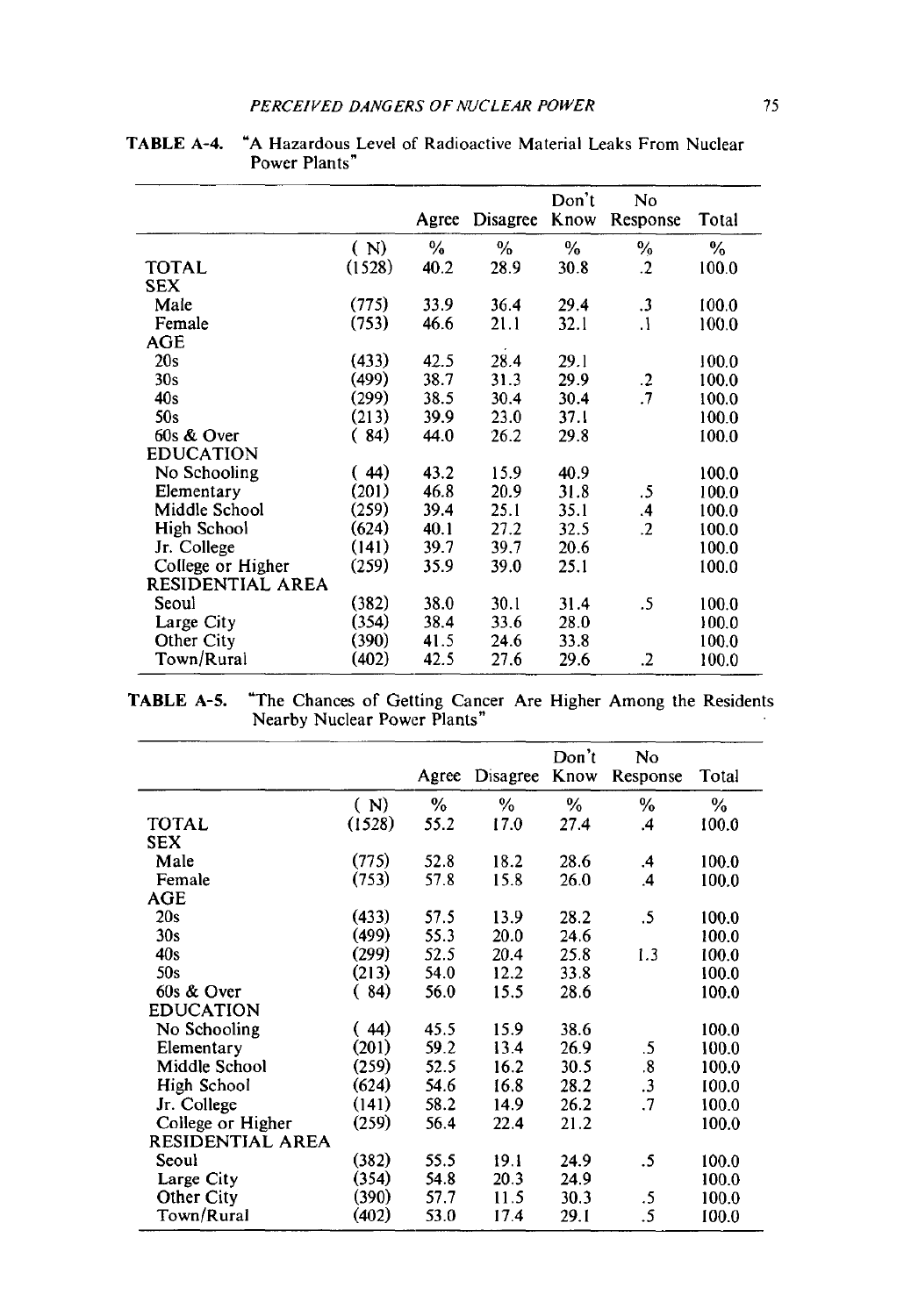TABLE A-4. "A Hazardous Level of Radioactive Material Leaks From Nuclear Power Plants"

| | | Agree | Disagree | Don't Know | No Response | Total |
|---|---|---|---|---|---|---|
| | ( N) | % | % | % | % | % |
| TOTAL | (1528) | 40.2 | 28.9 | 30.8 | .2 | 100.0 |
| SEX | | | | | | |
| Male | (775) | 33.9 | 36.4 | 29.4 | .3 | 100.0 |
| Female | (753) | 46.6 | 21.1 | 32.1 | .1 | 100.0 |
| AGE | | | | | | |
| 20s | (433) | 42.5 | 28.4 | 29.1 | | 100.0 |
| 30s | (499) | 38.7 | 31.3 | 29.9 | .2 | 100.0 |
| 40s | (299) | 38.5 | 30.4 | 30.4 | .7 | 100.0 |
| 50s | (213) | 39.9 | 23.0 | 37.1 | | 100.0 |
| 60s & Over | ( 84) | 44.0 | 26.2 | 29.8 | | 100.0 |
| EDUCATION | | | | | | |
| No Schooling | ( 44) | 43.2 | 15.9 | 40.9 | | 100.0 |
| Elementary | (201) | 46.8 | 20.9 | 31.8 | .5 | 100.0 |
| Middle School | (259) | 39.4 | 25.1 | 35.1 | .4 | 100.0 |
| High School | (624) | 40.1 | 27.2 | 32.5 | .2 | 100.0 |
| Jr. College | (141) | 39.7 | 39.7 | 20.6 | | 100.0 |
| College or Higher | (259) | 35.9 | 39.0 | 25.1 | | 100.0 |
| RESIDENTIAL AREA | | | | | | |
| Seoul | (382) | 38.0 | 30.1 | 31.4 | .5 | 100.0 |
| Large City | (354) | 38.4 | 33.6 | 28.0 | | 100.0 |
| Other City | (390) | 41.5 | 24.6 | 33.8 | | 100.0 |
| Town/Rural | (402) | 42.5 | 27.6 | 29.6 | .2 | 100.0 |

TABLE A-5. "The Chances of Getting Cancer Are Higher Among the Residents Nearby Nuclear Power Plants"

| | | Agree | Disagree | Don't Know | No Response | Total |
|---|---|---|---|---|---|---|
| | ( N) | % | % | % | % | % |
| TOTAL | (1528) | 55.2 | 17.0 | 27.4 | .4 | 100.0 |
| SEX | | | | | | |
| Male | (775) | 52.8 | 18.2 | 28.6 | .4 | 100.0 |
| Female | (753) | 57.8 | 15.8 | 26.0 | .4 | 100.0 |
| AGE | | | | | | |
| 20s | (433) | 57.5 | 13.9 | 28.2 | .5 | 100.0 |
| 30s | (499) | 55.3 | 20.0 | 24.6 | | 100.0 |
| 40s | (299) | 52.5 | 20.4 | 25.8 | 1.3 | 100.0 |
| 50s | (213) | 54.0 | 12.2 | 33.8 | | 100.0 |
| 60s & Over | ( 84) | 56.0 | 15.5 | 28.6 | | 100.0 |
| EDUCATION | | | | | | |
| No Schooling | ( 44) | 45.5 | 15.9 | 38.6 | | 100.0 |
| Elementary | (201) | 59.2 | 13.4 | 26.9 | .5 | 100.0 |
| Middle School | (259) | 52.5 | 16.2 | 30.5 | .8 | 100.0 |
| High School | (624) | 54.6 | 16.8 | 28.2 | .3 | 100.0 |
| Jr. College | (141) | 58.2 | 14.9 | 26.2 | .7 | 100.0 |
| College or Higher | (259) | 56.4 | 22.4 | 21.2 | | 100.0 |
| RESIDENTIAL AREA | | | | | | |
| Seoul | (382) | 55.5 | 19.1 | 24.9 | .5 | 100.0 |
| Large City | (354) | 54.8 | 20.3 | 24.9 | | 100.0 |
| Other City | (390) | 57.7 | 11.5 | 30.3 | .5 | 100.0 |
| Town/Rural | (402) | 53.0 | 17.4 | 29.1 | .5 | 100.0 |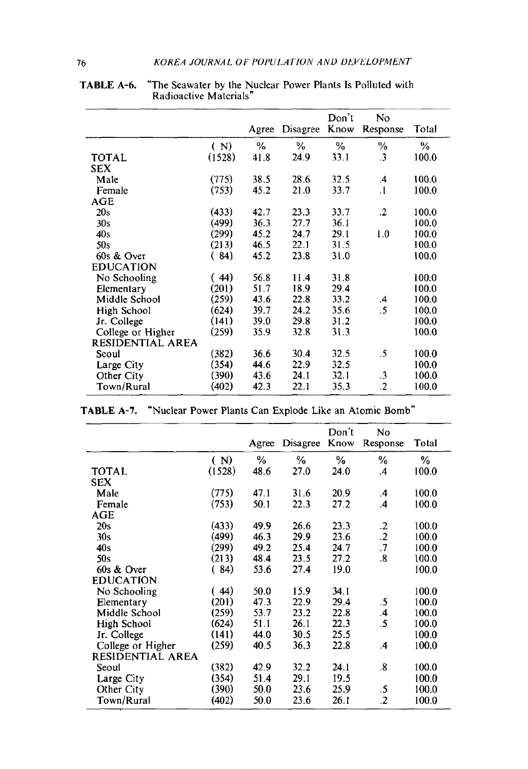**TABLE A-6.** "The Seawater by the Nuclear Power Plants Is Polluted with Radioactive Materials"

| | | Agree | Disagree | Don't Know | No Response | Total |
|---|---|---|---|---|---|---|
| | ( N) | % | % | % | % | % |
| TOTAL | (1528) | 41.8 | 24.9 | 33.1 | .3 | 100.0 |
| SEX | | | | | | |
| Male | (775) | 38.5 | 28.6 | 32.5 | .4 | 100.0 |
| Female | (753) | 45.2 | 21.0 | 33.7 | .1 | 100.0 |
| AGE | | | | | | |
| 20s | (433) | 42.7 | 23.3 | 33.7 | .2 | 100.0 |
| 30s | (499) | 36.3 | 27.7 | 36.1 | | 100.0 |
| 40s | (299) | 45.2 | 24.7 | 29.1 | 1.0 | 100.0 |
| 50s | (213) | 46.5 | 22.1 | 31.5 | | 100.0 |
| 60s & Over | ( 84) | 45.2 | 23.8 | 31.0 | | 100.0 |
| EDUCATION | | | | | | |
| No Schooling | ( 44) | 56.8 | 11.4 | 31.8 | | 100.0 |
| Elementary | (201) | 51.7 | 18.9 | 29.4 | | 100.0 |
| Middle School | (259) | 43.6 | 22.8 | 33.2 | .4 | 100.0 |
| High School | (624) | 39.7 | 24.2 | 35.6 | .5 | 100.0 |
| Jr. College | (141) | 39.0 | 29.8 | 31.2 | | 100.0 |
| College or Higher | (259) | 35.9 | 32.8 | 31.3 | | 100.0 |
| RESIDENTIAL AREA | | | | | | |
| Seoul | (382) | 36.6 | 30.4 | 32.5 | .5 | 100.0 |
| Large City | (354) | 44.6 | 22.9 | 32.5 | | 100.0 |
| Other City | (390) | 43.6 | 24.1 | 32.1 | .3 | 100.0 |
| Town/Rural | (402) | 42.3 | 22.1 | 35.3 | .2 | 100.0 |

**TABLE A-7.** "Nuclear Power Plants Can Explode Like an Atomic Bomb"

| | | Agree | Disagree | Don't Know | No Response | Total |
|---|---|---|---|---|---|---|
| | ( N) | % | % | % | % | % |
| TOTAL | (1528) | 48.6 | 27.0 | 24.0 | .4 | 100.0 |
| SEX | | | | | | |
| Male | (775) | 47.1 | 31.6 | 20.9 | .4 | 100.0 |
| Female | (753) | 50.1 | 22.3 | 27.2 | .4 | 100.0 |
| AGE | | | | | | |
| 20s | (433) | 49.9 | 26.6 | 23.3 | .2 | 100.0 |
| 30s | (499) | 46.3 | 29.9 | 23.6 | .2 | 100.0 |
| 40s | (299) | 49.2 | 25.4 | 24.7 | .7 | 100.0 |
| 50s | (213) | 48.4 | 23.5 | 27.2 | .8 | 100.0 |
| 60s & Over | ( 84) | 53.6 | 27.4 | 19.0 | | 100.0 |
| EDUCATION | | | | | | |
| No Schooling | ( 44) | 50.0 | 15.9 | 34.1 | | 100.0 |
| Elementary | (201) | 47.3 | 22.9 | 29.4 | .5 | 100.0 |
| Middle School | (259) | 53.7 | 23.2 | 22.8 | .4 | 100.0 |
| High School | (624) | 51.1 | 26.1 | 22.3 | .5 | 100.0 |
| Jr. College | (141) | 44.0 | 30.5 | 25.5 | | 100.0 |
| College or Higher | (259) | 40.5 | 36.3 | 22.8 | .4 | 100.0 |
| RESIDENTIAL AREA | | | | | | |
| Seoul | (382) | 42.9 | 32.2 | 24.1 | .8 | 100.0 |
| Large City | (354) | 51.4 | 29.1 | 19.5 | | 100.0 |
| Other City | (390) | 50.0 | 23.6 | 25.9 | .5 | 100.0 |
| Town/Rural | (402) | 50.0 | 23.6 | 26.1 | .2 | 100.0 |